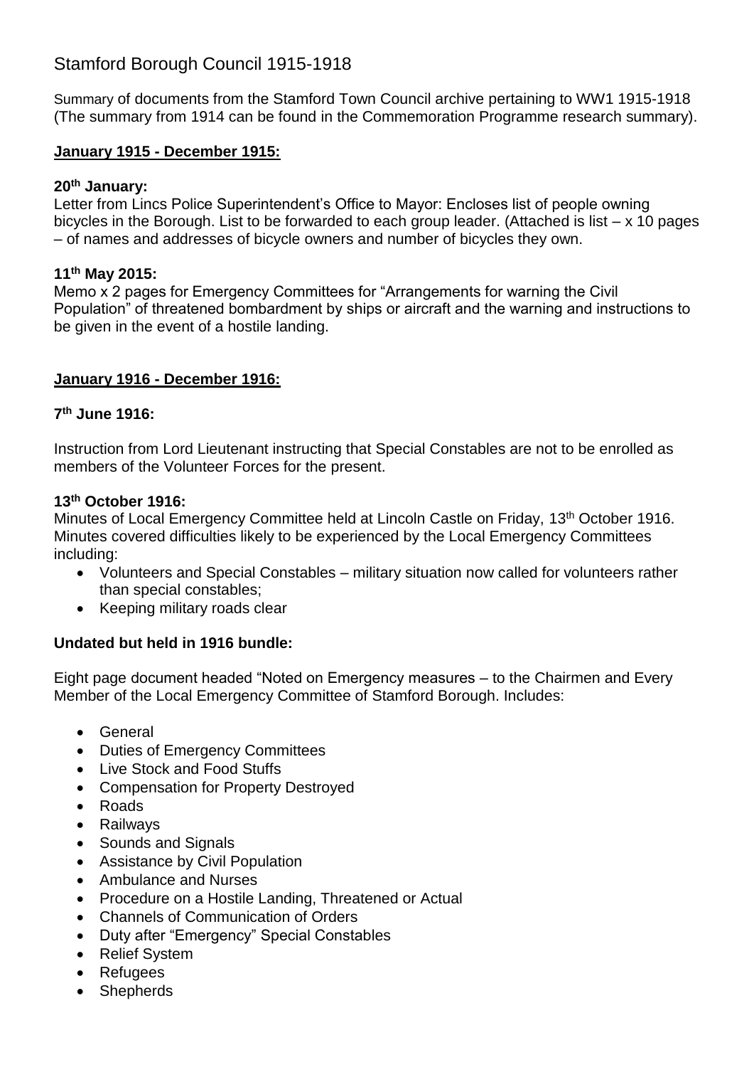# Stamford Borough Council 1915-1918

Summary of documents from the Stamford Town Council archive pertaining to WW1 1915-1918 (The summary from 1914 can be found in the Commemoration Programme research summary).

**January 1915 - December 1915:**

**20th January:**

Letter from Lincs Police Superintendent's Office to Mayor: Encloses list of people owning bicycles in the Borough. List to be forwarded to each group leader. (Attached is list – x 10 pages – of names and addresses of bicycle owners and number of bicycles they own.

**11th May 2015:**

Memo x 2 pages for Emergency Committees for "Arrangements for warning the Civil Population" of threatened bombardment by ships or aircraft and the warning and instructions to be given in the event of a hostile landing.

**January 1916 - December 1916:**

**7th June 1916:**

Instruction from Lord Lieutenant instructing that Special Constables are not to be enrolled as members of the Volunteer Forces for the present.

**13th October 1916:**

Minutes of Local Emergency Committee held at Lincoln Castle on Friday, 13th October 1916. Minutes covered difficulties likely to be experienced by the Local Emergency Committees including:

- Volunteers and Special Constables – military situation now called for volunteers rather than special constables;
- Keeping military roads clear

**Undated but held in 1916 bundle:**

Eight page document headed "Noted on Emergency measures – to the Chairmen and Every Member of the Local Emergency Committee of Stamford Borough. Includes:

- General
- Duties of Emergency Committees
- Live Stock and Food Stuffs
- Compensation for Property Destroyed
- Roads
- Railways
- Sounds and Signals
- Assistance by Civil Population
- Ambulance and Nurses
- Procedure on a Hostile Landing, Threatened or Actual
- Channels of Communication of Orders
- Duty after "Emergency" Special Constables
- Relief System
- Refugees
- Shepherds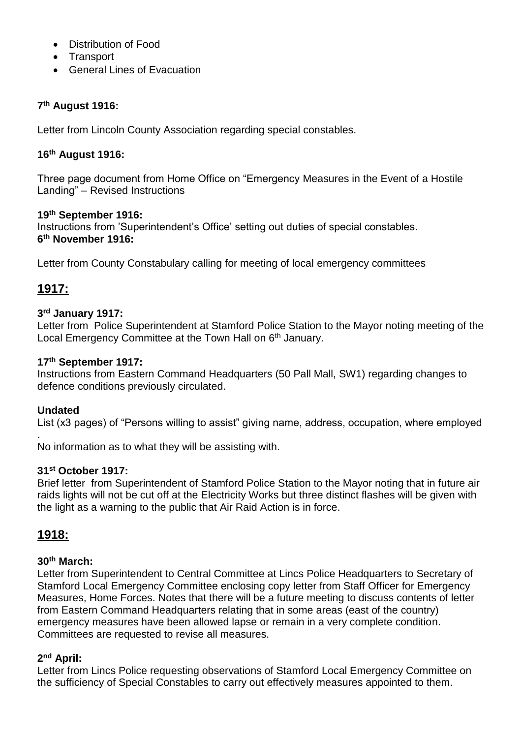- Distribution of Food
- Transport
- General Lines of Evacuation

**7th August 1916:**

Letter from Lincoln County Association regarding special constables.

**16th August 1916:**

Three page document from Home Office on "Emergency Measures in the Event of a Hostile Landing" – Revised Instructions

**19th September 1916:**
Instructions from 'Superintendent's Office' setting out duties of special constables.
**6th November 1916:**

Letter from County Constabulary calling for meeting of local emergency committees

## 1917:

**3rd January 1917:**
Letter from Police Superintendent at Stamford Police Station to the Mayor noting meeting of the Local Emergency Committee at the Town Hall on 6th January.

**17th September 1917:**
Instructions from Eastern Command Headquarters (50 Pall Mall, SW1) regarding changes to defence conditions previously circulated.

**Undated**
List (x3 pages) of "Persons willing to assist" giving name, address, occupation, where employed
.
No information as to what they will be assisting with.

**31st October 1917:**
Brief letter from Superintendent of Stamford Police Station to the Mayor noting that in future air raids lights will not be cut off at the Electricity Works but three distinct flashes will be given with the light as a warning to the public that Air Raid Action is in force.

## 1918:

**30th March:**
Letter from Superintendent to Central Committee at Lincs Police Headquarters to Secretary of Stamford Local Emergency Committee enclosing copy letter from Staff Officer for Emergency Measures, Home Forces. Notes that there will be a future meeting to discuss contents of letter from Eastern Command Headquarters relating that in some areas (east of the country) emergency measures have been allowed lapse or remain in a very complete condition. Committees are requested to revise all measures.

**2nd April:**
Letter from Lincs Police requesting observations of Stamford Local Emergency Committee on the sufficiency of Special Constables to carry out effectively measures appointed to them.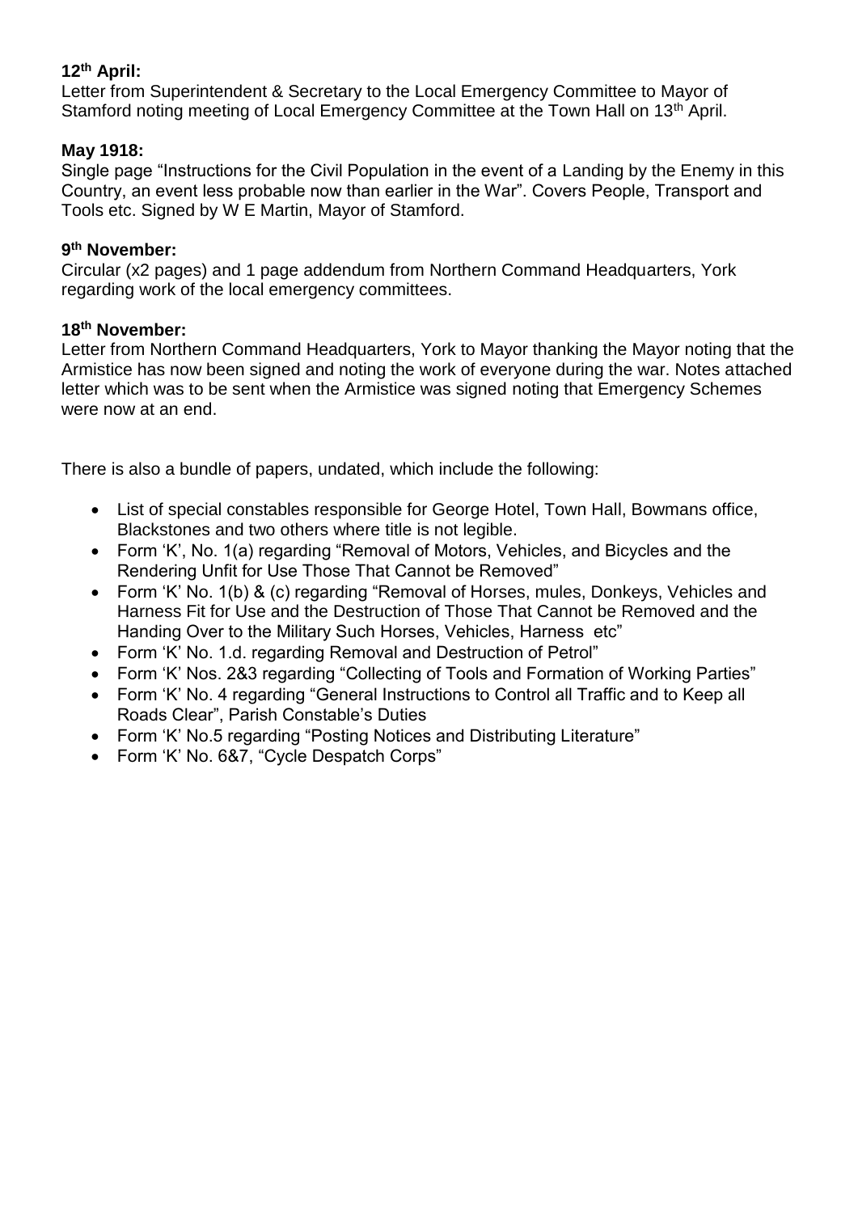**12th April:**
Letter from Superintendent & Secretary to the Local Emergency Committee to Mayor of Stamford noting meeting of Local Emergency Committee at the Town Hall on 13th April.

**May 1918:**
Single page "Instructions for the Civil Population in the event of a Landing by the Enemy in this Country, an event less probable now than earlier in the War". Covers People, Transport and Tools etc. Signed by W E Martin, Mayor of Stamford.

**9th November:**
Circular (x2 pages) and 1 page addendum from Northern Command Headquarters, York regarding work of the local emergency committees.

**18th November:**
Letter from Northern Command Headquarters, York to Mayor thanking the Mayor noting that the Armistice has now been signed and noting the work of everyone during the war. Notes attached letter which was to be sent when the Armistice was signed noting that Emergency Schemes were now at an end.

There is also a bundle of papers, undated, which include the following:

- List of special constables responsible for George Hotel, Town Hall, Bowmans office, Blackstones and two others where title is not legible.
- Form 'K', No. 1(a) regarding "Removal of Motors, Vehicles, and Bicycles and the Rendering Unfit for Use Those That Cannot be Removed"
- Form 'K' No. 1(b) & (c) regarding "Removal of Horses, mules, Donkeys, Vehicles and Harness Fit for Use and the Destruction of Those That Cannot be Removed and the Handing Over to the Military Such Horses, Vehicles, Harness etc"
- Form 'K' No. 1.d. regarding Removal and Destruction of Petrol"
- Form 'K' Nos. 2&3 regarding "Collecting of Tools and Formation of Working Parties"
- Form 'K' No. 4 regarding "General Instructions to Control all Traffic and to Keep all Roads Clear", Parish Constable's Duties
- Form 'K' No.5 regarding "Posting Notices and Distributing Literature"
- Form 'K' No. 6&7, "Cycle Despatch Corps"